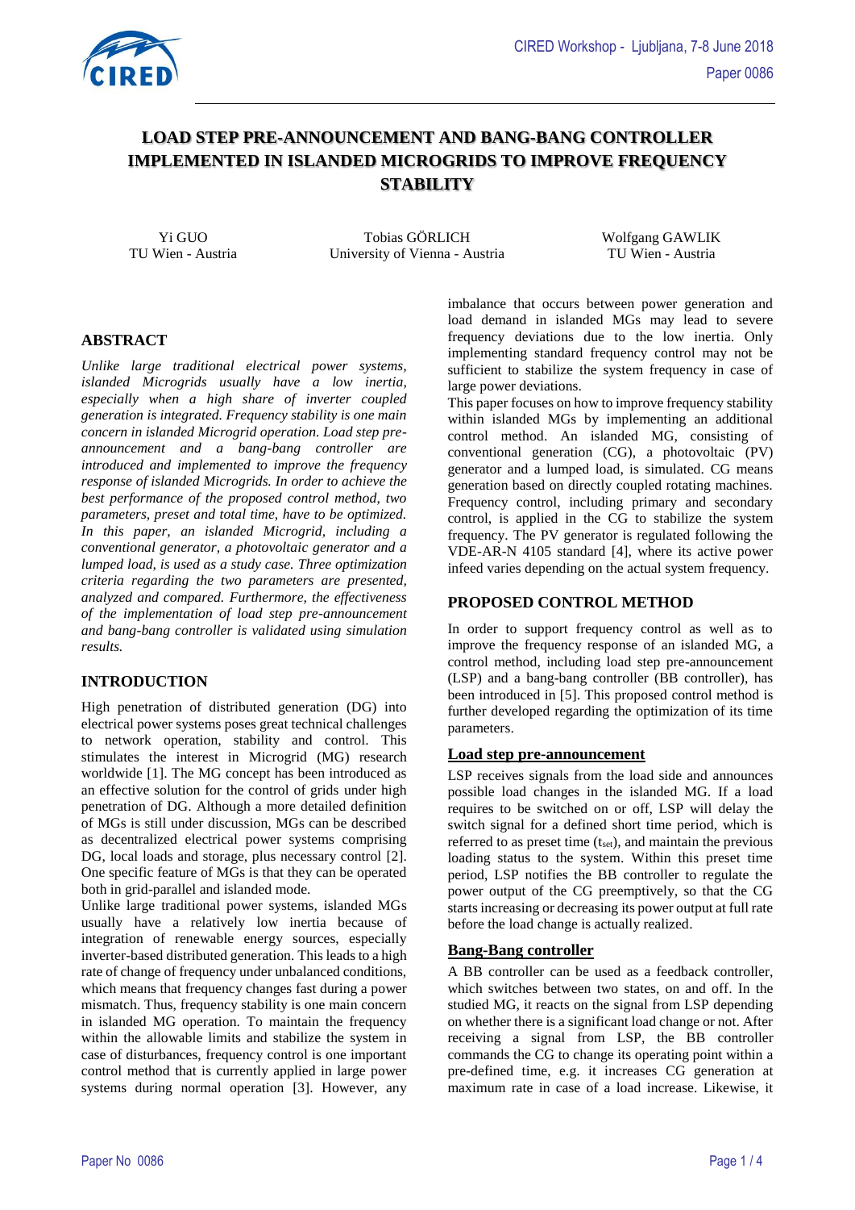# LOAD STEP PRE-ANNOUNCEMENT AND BANG-BANG CONTROLLER IMPLEMENTED IN ISLANDED MICROGRIDS TO IMPROVE FREQUENCY STABILITY

Yi GUO
TU Wien - Austria

Tobias GÖRLICH
University of Vienna - Austria

Wolfgang GAWLIK
TU Wien - Austria

## ABSTRACT

*Unlike large traditional electrical power systems, islanded Microgrids usually have a low inertia, especially when a high share of inverter coupled generation is integrated. Frequency stability is one main concern in islanded Microgrid operation. Load step pre-announcement and a bang-bang controller are introduced and implemented to improve the frequency response of islanded Microgrids. In order to achieve the best performance of the proposed control method, two parameters, preset and total time, have to be optimized. In this paper, an islanded Microgrid, including a conventional generator, a photovoltaic generator and a lumped load, is used as a study case. Three optimization criteria regarding the two parameters are presented, analyzed and compared. Furthermore, the effectiveness of the implementation of load step pre-announcement and bang-bang controller is validated using simulation results.*

## INTRODUCTION

High penetration of distributed generation (DG) into electrical power systems poses great technical challenges to network operation, stability and control. This stimulates the interest in Microgrid (MG) research worldwide [1]. The MG concept has been introduced as an effective solution for the control of grids under high penetration of DG. Although a more detailed definition of MGs is still under discussion, MGs can be described as decentralized electrical power systems comprising DG, local loads and storage, plus necessary control [2]. One specific feature of MGs is that they can be operated both in grid-parallel and islanded mode.

Unlike large traditional power systems, islanded MGs usually have a relatively low inertia because of integration of renewable energy sources, especially inverter-based distributed generation. This leads to a high rate of change of frequency under unbalanced conditions, which means that frequency changes fast during a power mismatch. Thus, frequency stability is one main concern in islanded MG operation. To maintain the frequency within the allowable limits and stabilize the system in case of disturbances, frequency control is one important control method that is currently applied in large power systems during normal operation [3]. However, any imbalance that occurs between power generation and load demand in islanded MGs may lead to severe frequency deviations due to the low inertia. Only implementing standard frequency control may not be sufficient to stabilize the system frequency in case of large power deviations.

This paper focuses on how to improve frequency stability within islanded MGs by implementing an additional control method. An islanded MG, consisting of conventional generation (CG), a photovoltaic (PV) generator and a lumped load, is simulated. CG means generation based on directly coupled rotating machines. Frequency control, including primary and secondary control, is applied in the CG to stabilize the system frequency. The PV generator is regulated following the VDE-AR-N 4105 standard [4], where its active power infeed varies depending on the actual system frequency.

## PROPOSED CONTROL METHOD

In order to support frequency control as well as to improve the frequency response of an islanded MG, a control method, including load step pre-announcement (LSP) and a bang-bang controller (BB controller), has been introduced in [5]. This proposed control method is further developed regarding the optimization of its time parameters.

### Load step pre-announcement

LSP receives signals from the load side and announces possible load changes in the islanded MG. If a load requires to be switched on or off, LSP will delay the switch signal for a defined short time period, which is referred to as preset time ($t_{set}$), and maintain the previous loading status to the system. Within this preset time period, LSP notifies the BB controller to regulate the power output of the CG preemptively, so that the CG starts increasing or decreasing its power output at full rate before the load change is actually realized.

### Bang-Bang controller

A BB controller can be used as a feedback controller, which switches between two states, on and off. In the studied MG, it reacts on the signal from LSP depending on whether there is a significant load change or not. After receiving a signal from LSP, the BB controller commands the CG to change its operating point within a pre-defined time, e.g. it increases CG generation at maximum rate in case of a load increase. Likewise, it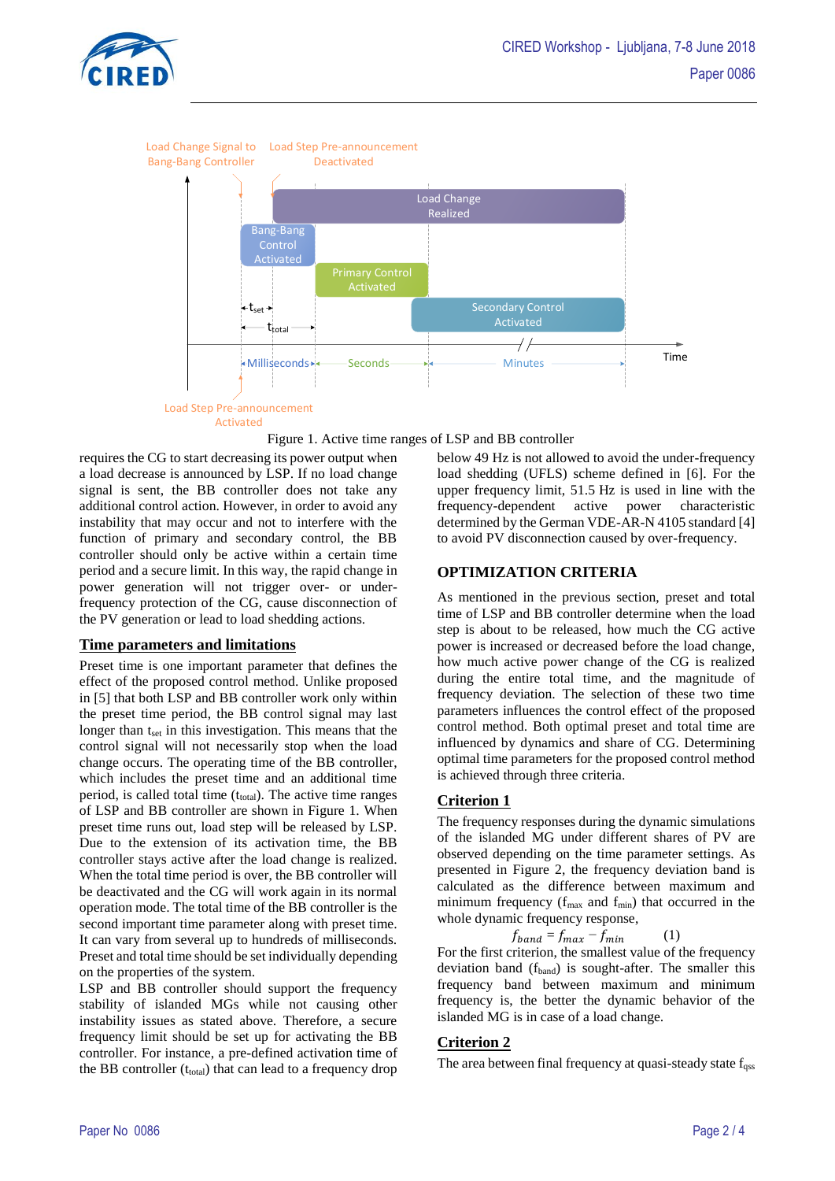Figure 1. Active time ranges of LSP and BB controller

requires the CG to start decreasing its power output when a load decrease is announced by LSP. If no load change signal is sent, the BB controller does not take any additional control action. However, in order to avoid any instability that may occur and not to interfere with the function of primary and secondary control, the BB controller should only be active within a certain time period and a secure limit. In this way, the rapid change in power generation will not trigger over- or under-frequency protection of the CG, cause disconnection of the PV generation or lead to load shedding actions.

## Time parameters and limitations

Preset time is one important parameter that defines the effect of the proposed control method. Unlike proposed in [5] that both LSP and BB controller work only within the preset time period, the BB control signal may last longer than $t_{set}$ in this investigation. This means that the control signal will not necessarily stop when the load change occurs. The operating time of the BB controller, which includes the preset time and an additional time period, is called total time ($t_{total}$). The active time ranges of LSP and BB controller are shown in Figure 1. When preset time runs out, load step will be released by LSP. Due to the extension of its activation time, the BB controller stays active after the load change is realized. When the total time period is over, the BB controller will be deactivated and the CG will work again in its normal operation mode. The total time of the BB controller is the second important time parameter along with preset time. It can vary from several up to hundreds of milliseconds. Preset and total time should be set individually depending on the properties of the system.

LSP and BB controller should support the frequency stability of islanded MGs while not causing other instability issues as stated above. Therefore, a secure frequency limit should be set up for activating the BB controller. For instance, a pre-defined activation time of the BB controller ($t_{total}$) that can lead to a frequency drop below 49 Hz is not allowed to avoid the under-frequency load shedding (UFLS) scheme defined in [6]. For the upper frequency limit, 51.5 Hz is used in line with the frequency-dependent active power characteristic determined by the German VDE-AR-N 4105 standard [4] to avoid PV disconnection caused by over-frequency.

## OPTIMIZATION CRITERIA

As mentioned in the previous section, preset and total time of LSP and BB controller determine when the load step is about to be released, how much the CG active power is increased or decreased before the load change, how much active power change of the CG is realized during the entire total time, and the magnitude of frequency deviation. The selection of these two time parameters influences the control effect of the proposed control method. Both optimal preset and total time are influenced by dynamics and share of CG. Determining optimal time parameters for the proposed control method is achieved through three criteria.

## Criterion 1

The frequency responses during the dynamic simulations of the islanded MG under different shares of PV are observed depending on the time parameter settings. As presented in Figure 2, the frequency deviation band is calculated as the difference between maximum and minimum frequency ($f_{max}$ and $f_{min}$) that occurred in the whole dynamic frequency response,

$$f_{band} = f_{max} - f_{min} \qquad (1)$$

For the first criterion, the smallest value of the frequency deviation band ($f_{band}$) is sought-after. The smaller this frequency band between maximum and minimum frequency is, the better the dynamic behavior of the islanded MG is in case of a load change.

## Criterion 2

The area between final frequency at quasi-steady state $f_{qss}$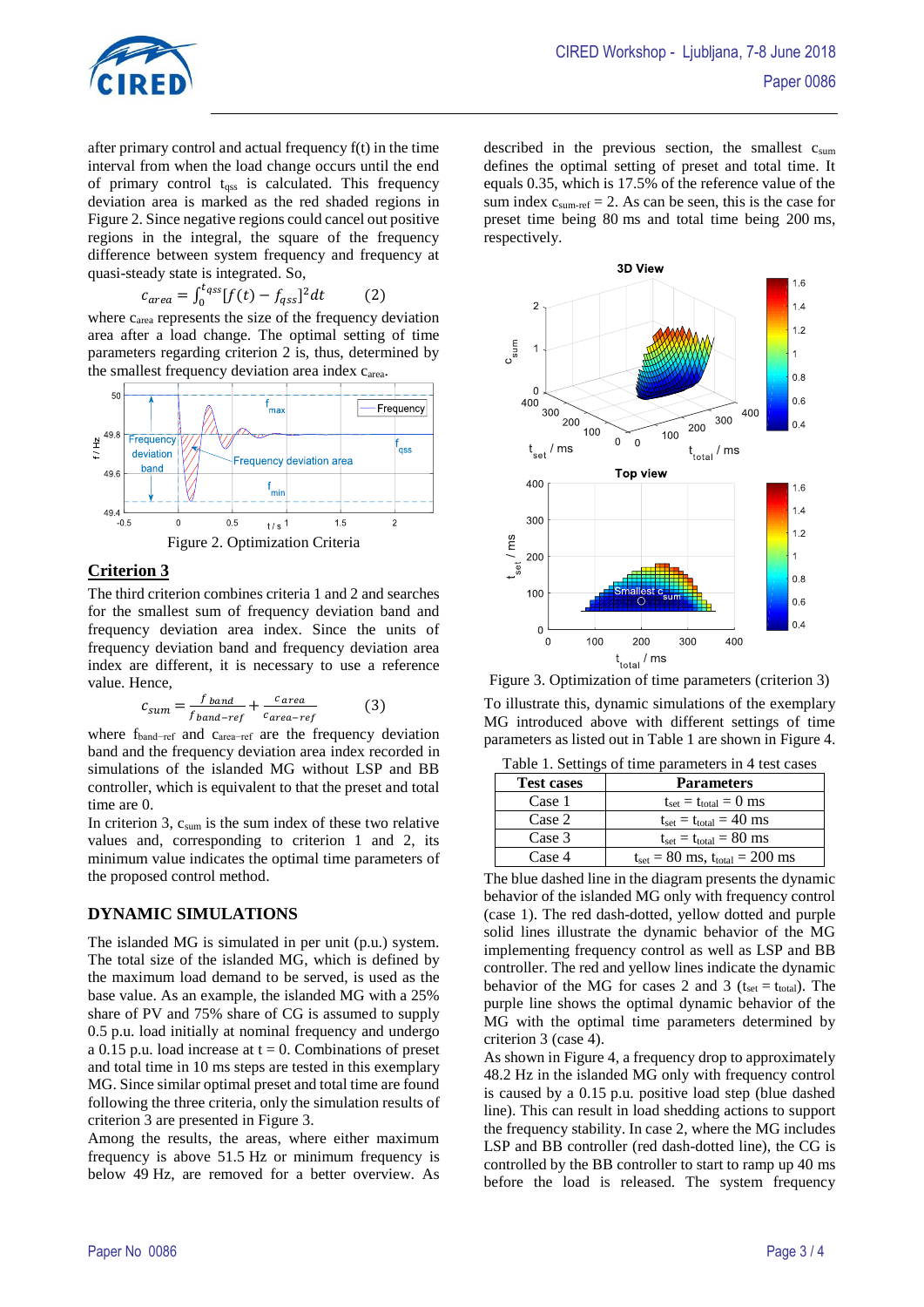after primary control and actual frequency f(t) in the time interval from when the load change occurs until the end of primary control $t_{qss}$ is calculated. This frequency deviation area is marked as the red shaded regions in Figure 2. Since negative regions could cancel out positive regions in the integral, the square of the frequency difference between system frequency and frequency at quasi-steady state is integrated. So,

$$c_{area} = \int_0^{t_{qss}} [f(t) - f_{qss}]^2 dt \qquad (2)$$

where $c_{area}$ represents the size of the frequency deviation area after a load change. The optimal setting of time parameters regarding criterion 2 is, thus, determined by the smallest frequency deviation area index $c_{area}$.

Figure 2. Optimization Criteria

## Criterion 3

The third criterion combines criteria 1 and 2 and searches for the smallest sum of frequency deviation band and frequency deviation area index. Since the units of frequency deviation band and frequency deviation area index are different, it is necessary to use a reference value. Hence,

$$c_{sum} = \frac{f_{band}}{f_{band-ref}} + \frac{c_{area}}{c_{area-ref}} \qquad (3)$$

where $f_{band-ref}$ and $c_{area-ref}$ are the frequency deviation band and the frequency deviation area index recorded in simulations of the islanded MG without LSP and BB controller, which is equivalent to that the preset and total time are 0.

In criterion 3, $c_{sum}$ is the sum index of these two relative values and, corresponding to criterion 1 and 2, its minimum value indicates the optimal time parameters of the proposed control method.

## DYNAMIC SIMULATIONS

The islanded MG is simulated in per unit (p.u.) system. The total size of the islanded MG, which is defined by the maximum load demand to be served, is used as the base value. As an example, the islanded MG with a 25% share of PV and 75% share of CG is assumed to supply 0.5 p.u. load initially at nominal frequency and undergo a 0.15 p.u. load increase at t = 0. Combinations of preset and total time in 10 ms steps are tested in this exemplary MG. Since similar optimal preset and total time are found following the three criteria, only the simulation results of criterion 3 are presented in Figure 3.

Among the results, the areas, where either maximum frequency is above 51.5 Hz or minimum frequency is below 49 Hz, are removed for a better overview. As described in the previous section, the smallest $c_{sum}$ defines the optimal setting of preset and total time. It equals 0.35, which is 17.5% of the reference value of the sum index $c_{sum-ref} = 2$. As can be seen, this is the case for preset time being 80 ms and total time being 200 ms, respectively.

Figure 3. Optimization of time parameters (criterion 3)

To illustrate this, dynamic simulations of the exemplary MG introduced above with different settings of time parameters as listed out in Table 1 are shown in Figure 4.

Table 1. Settings of time parameters in 4 test cases

| Test cases | Parameters |
|---|---|
| Case 1 | $t_{set} = t_{total} = 0$ ms |
| Case 2 | $t_{set} = t_{total} = 40$ ms |
| Case 3 | $t_{set} = t_{total} = 80$ ms |
| Case 4 | $t_{set} = 80$ ms, $t_{total} = 200$ ms |

The blue dashed line in the diagram presents the dynamic behavior of the islanded MG only with frequency control (case 1). The red dash-dotted, yellow dotted and purple solid lines illustrate the dynamic behavior of the MG implementing frequency control as well as LSP and BB controller. The red and yellow lines indicate the dynamic behavior of the MG for cases 2 and 3 ($t_{set} = t_{total}$). The purple line shows the optimal dynamic behavior of the MG with the optimal time parameters determined by criterion 3 (case 4).

As shown in Figure 4, a frequency drop to approximately 48.2 Hz in the islanded MG only with frequency control is caused by a 0.15 p.u. positive load step (blue dashed line). This can result in load shedding actions to support the frequency stability. In case 2, where the MG includes LSP and BB controller (red dash-dotted line), the CG is controlled by the BB controller to start to ramp up 40 ms before the load is released. The system frequency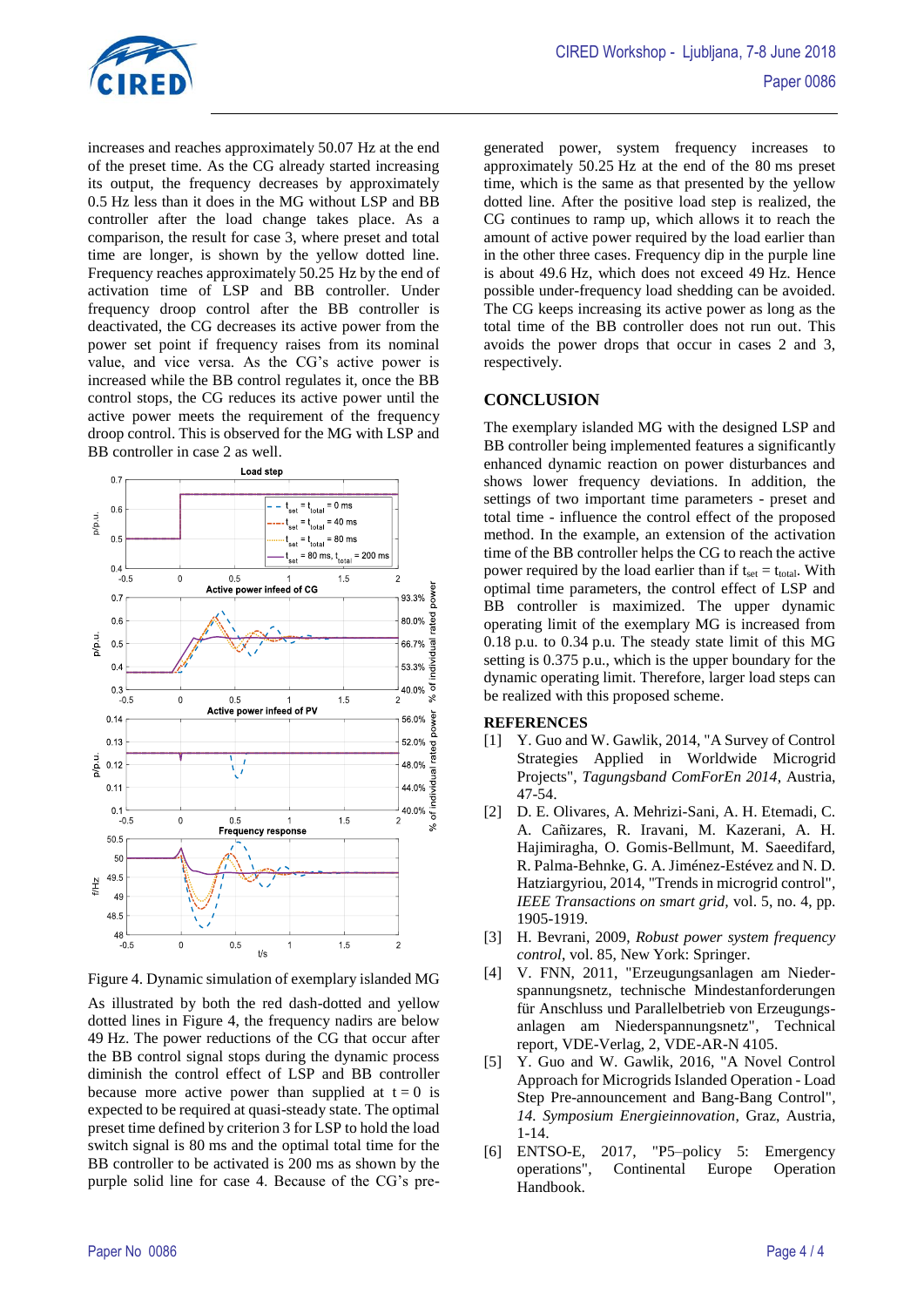increases and reaches approximately 50.07 Hz at the end of the preset time. As the CG already started increasing its output, the frequency decreases by approximately 0.5 Hz less than it does in the MG without LSP and BB controller after the load change takes place. As a comparison, the result for case 3, where preset and total time are longer, is shown by the yellow dotted line. Frequency reaches approximately 50.25 Hz by the end of activation time of LSP and BB controller. Under frequency droop control after the BB controller is deactivated, the CG decreases its active power from the power set point if frequency raises from its nominal value, and vice versa. As the CG's active power is increased while the BB control regulates it, once the BB control stops, the CG reduces its active power until the active power meets the requirement of the frequency droop control. This is observed for the MG with LSP and BB controller in case 2 as well.

Load step
p/p.u.
0.7
0.6
0.5
0.4
-0.5 0 0.5 1 1.5 2
$t_{set} = t_{total} = 0$ ms
$t_{set} = t_{total} = 40$ ms
$t_{set} = t_{total} = 80$ ms
$t_{set} = 80$ ms, $t_{total} = 200$ ms

Active power infeed of CG
p/p.u.
0.7
0.6
0.5
0.4
0.3
-0.5 0 0.5 1 1.5 2
93.3%
80.0%
66.7%
53.3%
40.0%
% of individual rated power

Active power infeed of PV
p/p.u.
0.14
0.13
0.12
0.11
0.1
-0.5 0 0.5 1 1.5 2
56.0%
52.0%
48.0%
44.0%
40.0%
% of individual rated power

Frequency response
f/Hz
50.5
50
49.5
49
48.5
48
-0.5 0 0.5 1 1.5 2
t/s

Figure 4. Dynamic simulation of exemplary islanded MG

As illustrated by both the red dash-dotted and yellow dotted lines in Figure 4, the frequency nadirs are below 49 Hz. The power reductions of the CG that occur after the BB control signal stops during the dynamic process diminish the control effect of LSP and BB controller because more active power than supplied at $t = 0$ is expected to be required at quasi-steady state. The optimal preset time defined by criterion 3 for LSP to hold the load switch signal is 80 ms and the optimal total time for the BB controller to be activated is 200 ms as shown by the purple solid line for case 4. Because of the CG's pre-generated power, system frequency increases to approximately 50.25 Hz at the end of the 80 ms preset time, which is the same as that presented by the yellow dotted line. After the positive load step is realized, the CG continues to ramp up, which allows it to reach the amount of active power required by the load earlier than in the other three cases. Frequency dip in the purple line is about 49.6 Hz, which does not exceed 49 Hz. Hence possible under-frequency load shedding can be avoided. The CG keeps increasing its active power as long as the total time of the BB controller does not run out. This avoids the power drops that occur in cases 2 and 3, respectively.

## CONCLUSION

The exemplary islanded MG with the designed LSP and BB controller being implemented features a significantly enhanced dynamic reaction on power disturbances and shows lower frequency deviations. In addition, the settings of two important time parameters - preset and total time - influence the control effect of the proposed method. In the example, an extension of the activation time of the BB controller helps the CG to reach the active power required by the load earlier than if $t_{set} = t_{total}$. With optimal time parameters, the control effect of LSP and BB controller is maximized. The upper dynamic operating limit of the exemplary MG is increased from 0.18 p.u. to 0.34 p.u. The steady state limit of this MG setting is 0.375 p.u., which is the upper boundary for the dynamic operating limit. Therefore, larger load steps can be realized with this proposed scheme.

## REFERENCES

[1] Y. Guo and W. Gawlik, 2014, "A Survey of Control Strategies Applied in Worldwide Microgrid Projects", *Tagungsband ComForEn 2014*, Austria, 47-54.

[2] D. E. Olivares, A. Mehrizi-Sani, A. H. Etemadi, C. A. Cañizares, R. Iravani, M. Kazerani, A. H. Hajimiragha, O. Gomis-Bellmunt, M. Saeedifard, R. Palma-Behnke, G. A. Jiménez-Estévez and N. D. Hatziargyriou, 2014, "Trends in microgrid control", *IEEE Transactions on smart grid*, vol. 5, no. 4, pp. 1905-1919.

[3] H. Bevrani, 2009, *Robust power system frequency control*, vol. 85, New York: Springer.

[4] V. FNN, 2011, "Erzeugungsanlagen am Niederspannungsnetz, technische Mindestanforderungen für Anschluss und Parallelbetrieb von Erzeugungsanlagen am Niederspannungsnetz", Technical report, VDE-Verlag, 2, VDE-AR-N 4105.

[5] Y. Guo and W. Gawlik, 2016, "A Novel Control Approach for Microgrids Islanded Operation - Load Step Pre-announcement and Bang-Bang Control", *14. Symposium Energieinnovation*, Graz, Austria, 1-14.

[6] ENTSO-E, 2017, "P5–policy 5: Emergency operations", Continental Europe Operation Handbook.